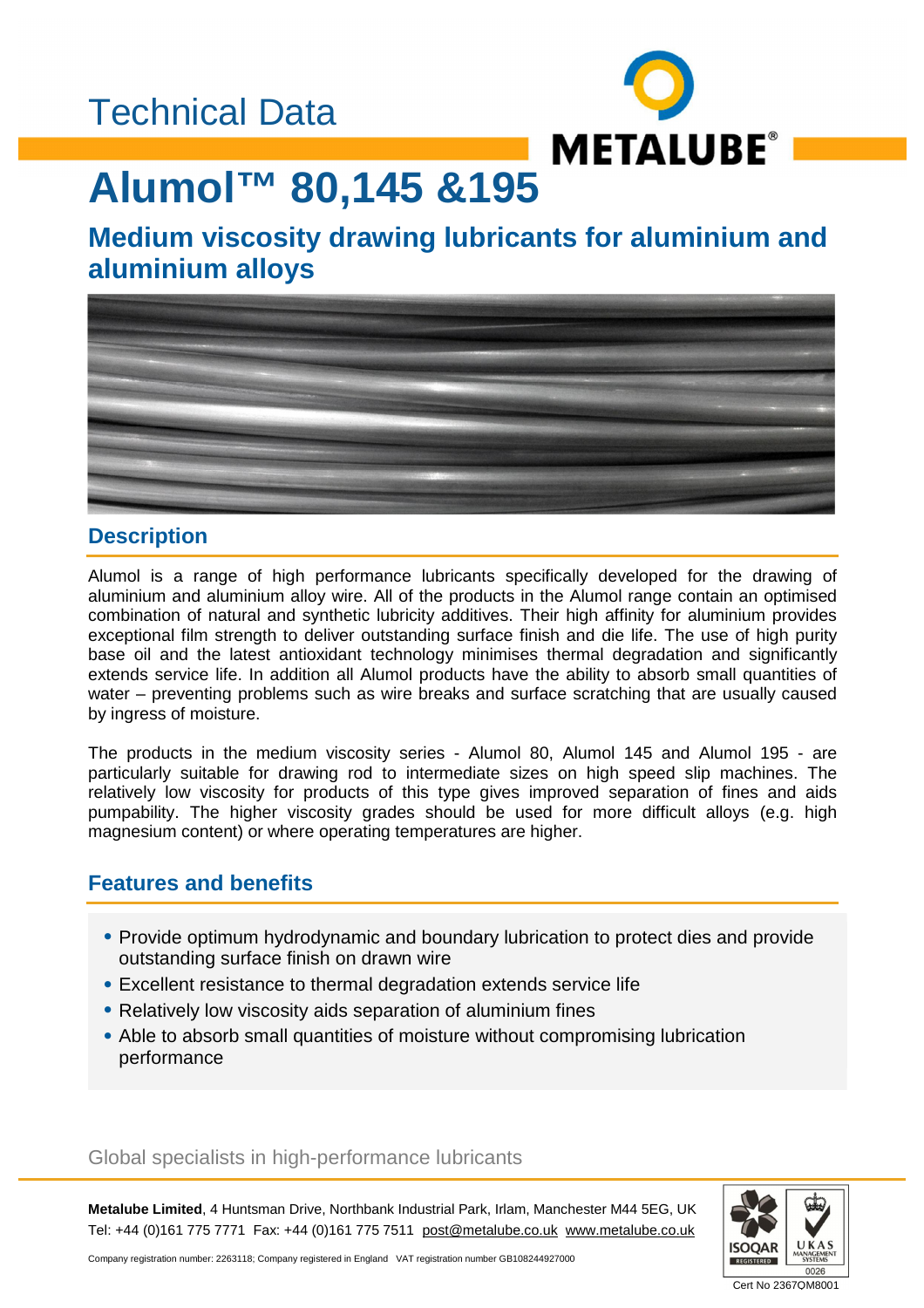Technical Data

# Alumol™ 80,145 &195

## Medium viscosity drawing lubricants for aluminium and aluminium alloys

### Description

Alumol is a range of high performance lubricants specifically developed for the drawing of aluminium and aluminium alloy wire. All of the products in the Alumol range contain an optimised combination of natural and synthetic lubricity additives. Their high affinity for aluminium provides exceptional film strength to deliver outstanding surface finish and die life. The use of high purity base oil and the latest antioxidant technology minimises thermal degradation and significantly extends service life. In addition all Alumol products have the ability to absorb small quantities of water – preventing problems such as wire breaks and surface scratching that are usually caused by ingress of moisture.

The products in the medium viscosity series - Alumol 80, Alumol 145 and Alumol 195 - are particularly suitable for drawing rod to intermediate sizes on high speed slip machines. The relatively low viscosity for products of this type gives improved separation of fines and aids pumpability. The higher viscosity grades should be used for more difficult alloys (e.g. high magnesium content) or where operating temperatures are higher.

### Features and benefits

- Provide optimum hydrodynamic and boundary lubrication to protect dies and provide outstanding surface finish on drawn wire
- Excellent resistance to thermal degradation extends service life
- Relatively low viscosity aids separation of aluminium fines
- Able to absorb small quantities of moisture without compromising lubrication performance

Global specialists in high-performance lubricants

**Metalube Limited**, 4 Huntsman Drive, Northbank Industrial Park, Irlam, Manchester M44 5EG, UK
Tel: +44 (0)161 775 7771 Fax: +44 (0)161 775 7511 post@metalube.co.uk www.metalube.co.uk

Company registration number: 2263118; Company registered in England VAT registration number GB108244927000

Cert No 2367OM8001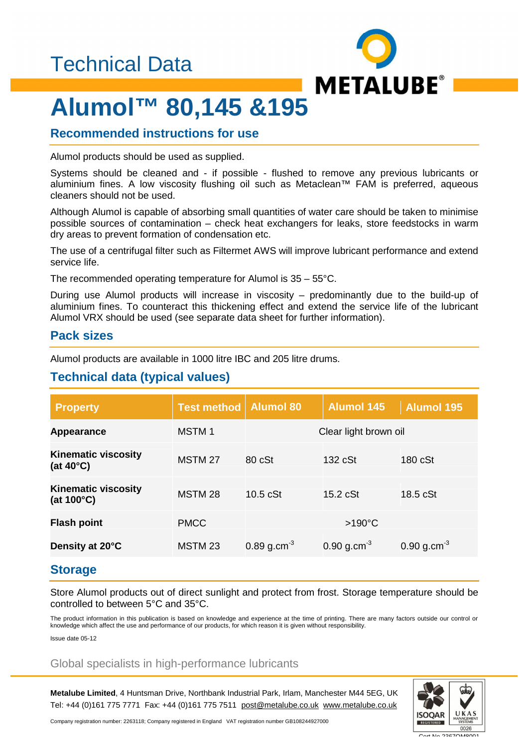# Technical Data

# Alumol™ 80,145 &195

## Recommended instructions for use

Alumol products should be used as supplied.

Systems should be cleaned and - if possible - flushed to remove any previous lubricants or aluminium fines. A low viscosity flushing oil such as Metaclean™ FAM is preferred, aqueous cleaners should not be used.

Although Alumol is capable of absorbing small quantities of water care should be taken to minimise possible sources of contamination – check heat exchangers for leaks, store feedstocks in warm dry areas to prevent formation of condensation etc.

The use of a centrifugal filter such as Filtermet AWS will improve lubricant performance and extend service life.

The recommended operating temperature for Alumol is 35 – 55°C.

During use Alumol products will increase in viscosity – predominantly due to the build-up of aluminium fines. To counteract this thickening effect and extend the service life of the lubricant Alumol VRX should be used (see separate data sheet for further information).

## Pack sizes

Alumol products are available in 1000 litre IBC and 205 litre drums.

## Technical data (typical values)

| Property | Test method | Alumol 80 | Alumol 145 | Alumol 195 |
|---|---|---|---|---|
| **Appearance** | MSTM 1 | Clear light brown oil | | |
| **Kinematic viscosity (at 40°C)** | MSTM 27 | 80 cSt | 132 cSt | 180 cSt |
| **Kinematic viscosity (at 100°C)** | MSTM 28 | 10.5 cSt | 15.2 cSt | 18.5 cSt |
| **Flash point** | PMCC | >190°C | | |
| **Density at 20°C** | MSTM 23 | 0.89 g.cm$^{-3}$ | 0.90 g.cm$^{-3}$ | 0.90 g.cm$^{-3}$ |

## Storage

Store Alumol products out of direct sunlight and protect from frost. Storage temperature should be controlled to between 5°C and 35°C.

The product information in this publication is based on knowledge and experience at the time of printing. There are many factors outside our control or knowledge which affect the use and performance of our products, for which reason it is given without responsibility.

Issue date 05-12

Global specialists in high-performance lubricants

**Metalube Limited**, 4 Huntsman Drive, Northbank Industrial Park, Irlam, Manchester M44 5EG, UK
Tel: +44 (0)161 775 7771 Fax: +44 (0)161 775 7511 post@metalube.co.uk www.metalube.co.uk

Company registration number: 2263118; Company registered in England VAT registration number GB108244927000

Cert No 2367QM8001